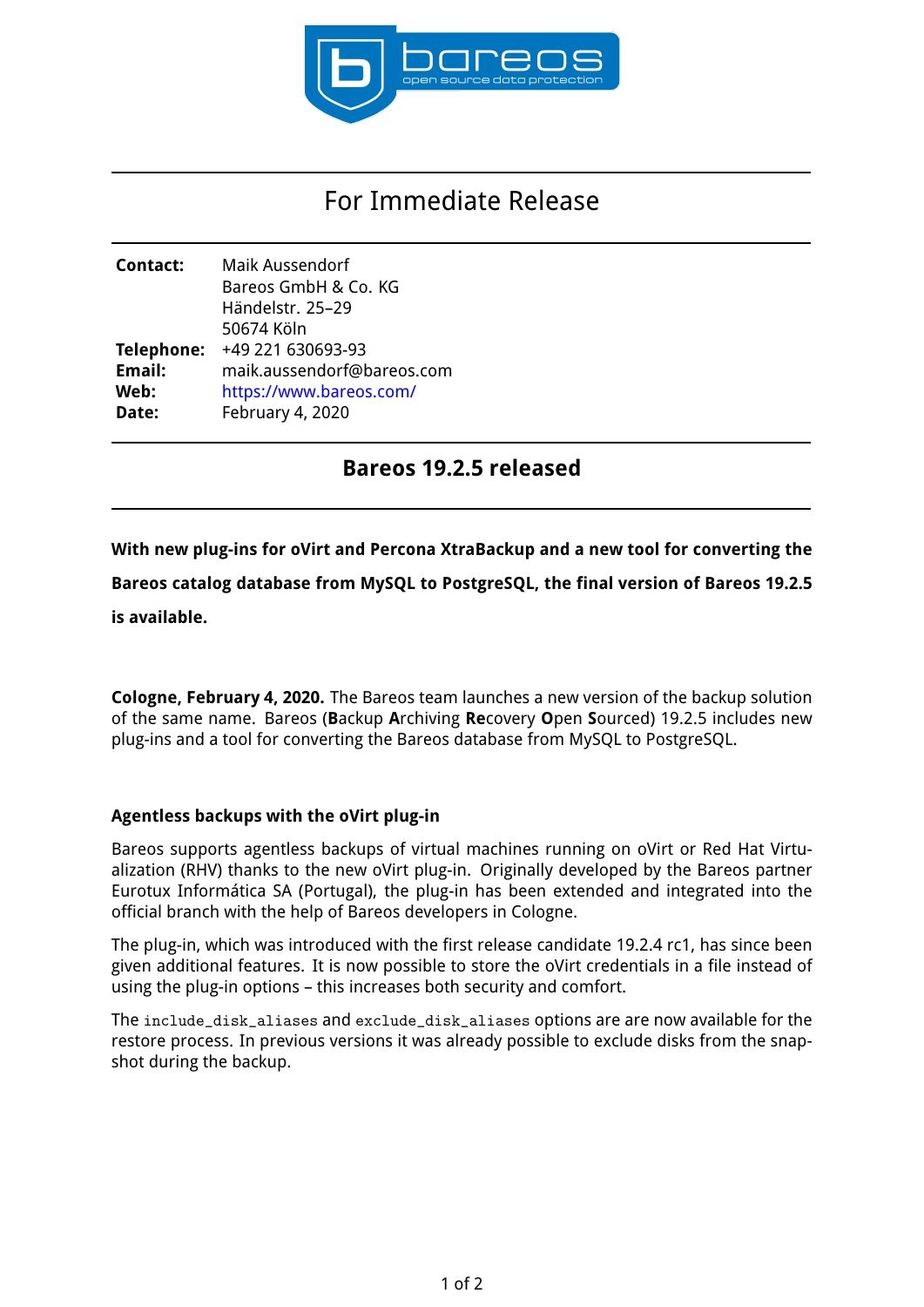# For Immediate Release

| | |
|---|---|
| **Contact:** | Maik Aussendorf<br>Bareos GmbH & Co. KG<br>Händelstr. 25–29<br>50674 Köln |
| **Telephone:** | +49 221 630693-93 |
| **Email:** | maik.aussendorf@bareos.com |
| **Web:** | https://www.bareos.com/ |
| **Date:** | February 4, 2020 |

## Bareos 19.2.5 released

**With new plug-ins for oVirt and Percona XtraBackup and a new tool for converting the Bareos catalog database from MySQL to PostgreSQL, the final version of Bareos 19.2.5 is available.**

**Cologne, February 4, 2020.** The Bareos team launches a new version of the backup solution of the same name. Bareos (**B**ackup **A**rchiving **Re**covery **O**pen **S**ourced) 19.2.5 includes new plug-ins and a tool for converting the Bareos database from MySQL to PostgreSQL.

### Agentless backups with the oVirt plug-in

Bareos supports agentless backups of virtual machines running on oVirt or Red Hat Virtualization (RHV) thanks to the new oVirt plug-in. Originally developed by the Bareos partner Eurotux Informática SA (Portugal), the plug-in has been extended and integrated into the official branch with the help of Bareos developers in Cologne.

The plug-in, which was introduced with the first release candidate 19.2.4 rc1, has since been given additional features. It is now possible to store the oVirt credentials in a file instead of using the plug-in options – this increases both security and comfort.

The `include_disk_aliases` and `exclude_disk_aliases` options are are now available for the restore process. In previous versions it was already possible to exclude disks from the snapshot during the backup.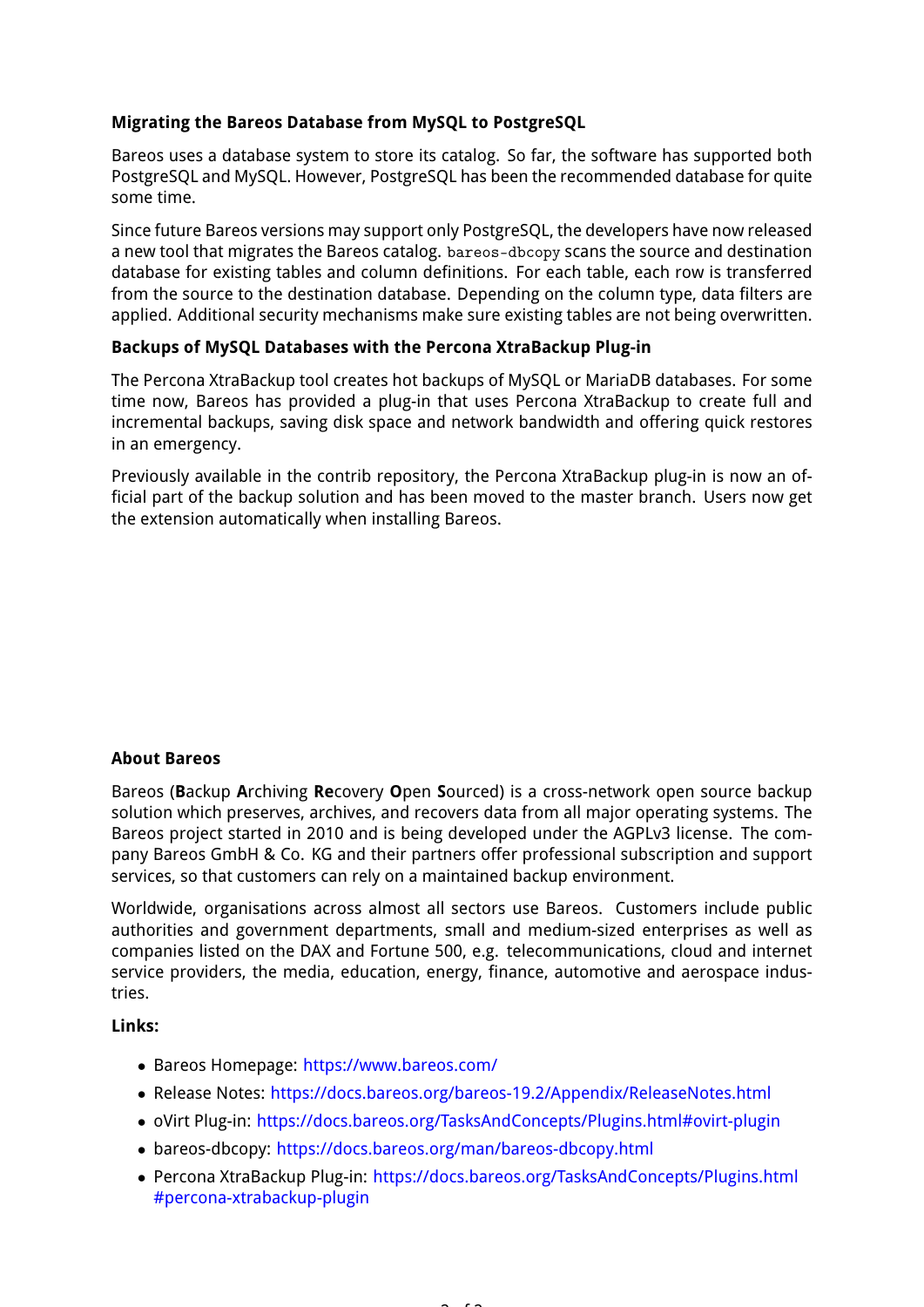### Migrating the Bareos Database from MySQL to PostgreSQL

Bareos uses a database system to store its catalog. So far, the software has supported both PostgreSQL and MySQL. However, PostgreSQL has been the recommended database for quite some time.

Since future Bareos versions may support only PostgreSQL, the developers have now released a new tool that migrates the Bareos catalog. `bareos-dbcopy` scans the source and destination database for existing tables and column definitions. For each table, each row is transferred from the source to the destination database. Depending on the column type, data filters are applied. Additional security mechanisms make sure existing tables are not being overwritten.

### Backups of MySQL Databases with the Percona XtraBackup Plug-in

The Percona XtraBackup tool creates hot backups of MySQL or MariaDB databases. For some time now, Bareos has provided a plug-in that uses Percona XtraBackup to create full and incremental backups, saving disk space and network bandwidth and offering quick restores in an emergency.

Previously available in the contrib repository, the Percona XtraBackup plug-in is now an official part of the backup solution and has been moved to the master branch. Users now get the extension automatically when installing Bareos.

### About Bareos

Bareos (**B**ackup **A**rchiving **Re**covery **O**pen **S**ourced) is a cross-network open source backup solution which preserves, archives, and recovers data from all major operating systems. The Bareos project started in 2010 and is being developed under the AGPLv3 license. The company Bareos GmbH & Co. KG and their partners offer professional subscription and support services, so that customers can rely on a maintained backup environment.

Worldwide, organisations across almost all sectors use Bareos. Customers include public authorities and government departments, small and medium-sized enterprises as well as companies listed on the DAX and Fortune 500, e.g. telecommunications, cloud and internet service providers, the media, education, energy, finance, automotive and aerospace industries.

### Links:

- Bareos Homepage: https://www.bareos.com/
- Release Notes: https://docs.bareos.org/bareos-19.2/Appendix/ReleaseNotes.html
- oVirt Plug-in: https://docs.bareos.org/TasksAndConcepts/Plugins.html#ovirt-plugin
- bareos-dbcopy: https://docs.bareos.org/man/bareos-dbcopy.html
- Percona XtraBackup Plug-in: https://docs.bareos.org/TasksAndConcepts/Plugins.html#percona-xtrabackup-plugin